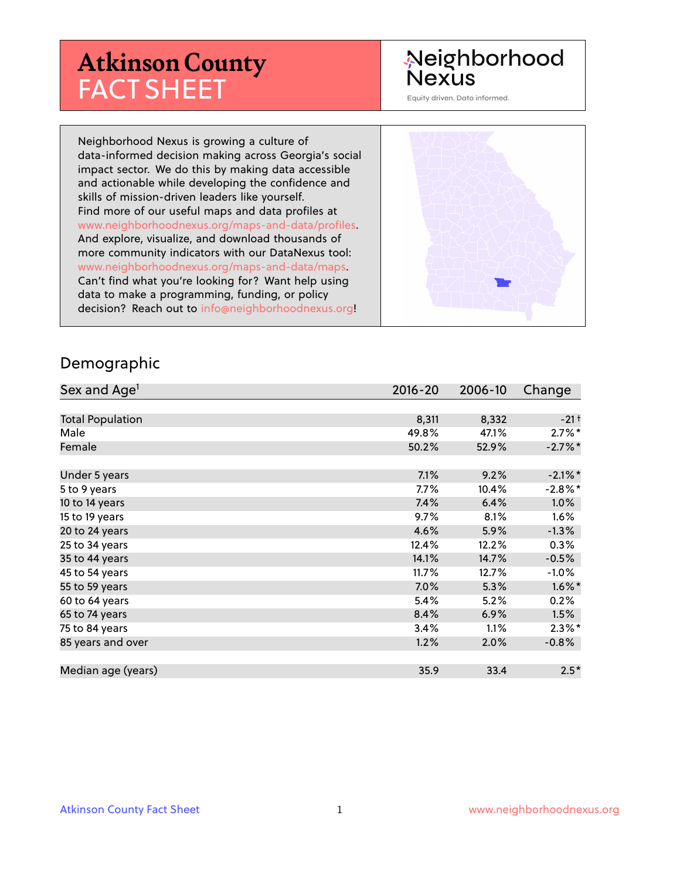# Atkinson County FACT SHEET

Neighborhood Nexus

Equity driven. Data informed.

Neighborhood Nexus is growing a culture of data-informed decision making across Georgia's social impact sector. We do this by making data accessible and actionable while developing the confidence and skills of mission-driven leaders like yourself. Find more of our useful maps and data profiles at www.neighborhoodnexus.org/maps-and-data/profiles. And explore, visualize, and download thousands of more community indicators with our DataNexus tool: www.neighborhoodnexus.org/maps-and-data/maps. Can't find what you're looking for? Want help using data to make a programming, funding, or policy decision? Reach out to info@neighborhoodnexus.org!

## Demographic

| Sex and Age[1] | 2016-20 | 2006-10 | Change |
|---|---|---|---|
| Total Population | 8,311 | 8,332 | -21 † |
| Male | 49.8% | 47.1% | 2.7% * |
| Female | 50.2% | 52.9% | -2.7% * |
| | | | |
| Under 5 years | 7.1% | 9.2% | -2.1% * |
| 5 to 9 years | 7.7% | 10.4% | -2.8% * |
| 10 to 14 years | 7.4% | 6.4% | 1.0% |
| 15 to 19 years | 9.7% | 8.1% | 1.6% |
| 20 to 24 years | 4.6% | 5.9% | -1.3% |
| 25 to 34 years | 12.4% | 12.2% | 0.3% |
| 35 to 44 years | 14.1% | 14.7% | -0.5% |
| 45 to 54 years | 11.7% | 12.7% | -1.0% |
| 55 to 59 years | 7.0% | 5.3% | 1.6% * |
| 60 to 64 years | 5.4% | 5.2% | 0.2% |
| 65 to 74 years | 8.4% | 6.9% | 1.5% |
| 75 to 84 years | 3.4% | 1.1% | 2.3% * |
| 85 years and over | 1.2% | 2.0% | -0.8% |
| | | | |
| Median age (years) | 35.9 | 33.4 | 2.5 * |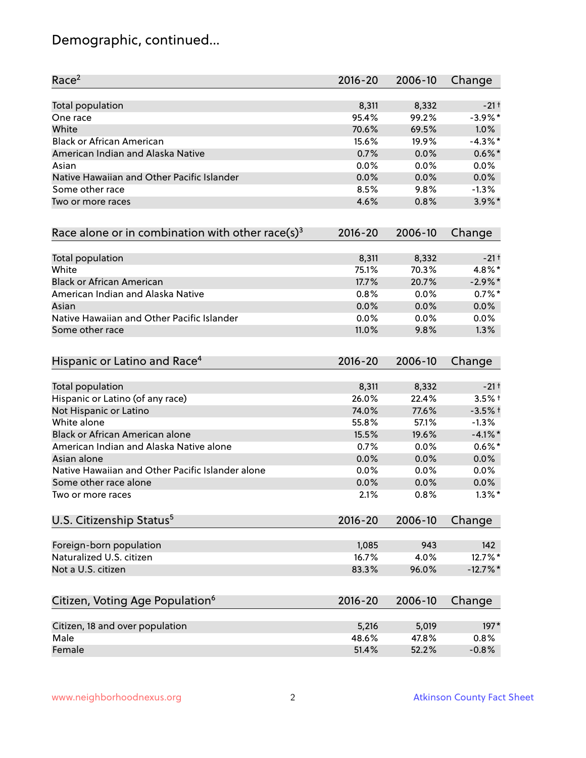# Demographic, continued...

| Race[2] | 2016-20 | 2006-10 | Change |
|---|---|---|---|
| Total population | 8,311 | 8,332 | -21† |
| One race | 95.4% | 99.2% | -3.9%* |
| White | 70.6% | 69.5% | 1.0% |
| Black or African American | 15.6% | 19.9% | -4.3%* |
| American Indian and Alaska Native | 0.7% | 0.0% | 0.6%* |
| Asian | 0.0% | 0.0% | 0.0% |
| Native Hawaiian and Other Pacific Islander | 0.0% | 0.0% | 0.0% |
| Some other race | 8.5% | 9.8% | -1.3% |
| Two or more races | 4.6% | 0.8% | 3.9%* |

| Race alone or in combination with other race(s)[3] | 2016-20 | 2006-10 | Change |
|---|---|---|---|
| Total population | 8,311 | 8,332 | -21† |
| White | 75.1% | 70.3% | 4.8%* |
| Black or African American | 17.7% | 20.7% | -2.9%* |
| American Indian and Alaska Native | 0.8% | 0.0% | 0.7%* |
| Asian | 0.0% | 0.0% | 0.0% |
| Native Hawaiian and Other Pacific Islander | 0.0% | 0.0% | 0.0% |
| Some other race | 11.0% | 9.8% | 1.3% |

| Hispanic or Latino and Race[4] | 2016-20 | 2006-10 | Change |
|---|---|---|---|
| Total population | 8,311 | 8,332 | -21† |
| Hispanic or Latino (of any race) | 26.0% | 22.4% | 3.5%† |
| Not Hispanic or Latino | 74.0% | 77.6% | -3.5%† |
| White alone | 55.8% | 57.1% | -1.3% |
| Black or African American alone | 15.5% | 19.6% | -4.1%* |
| American Indian and Alaska Native alone | 0.7% | 0.0% | 0.6%* |
| Asian alone | 0.0% | 0.0% | 0.0% |
| Native Hawaiian and Other Pacific Islander alone | 0.0% | 0.0% | 0.0% |
| Some other race alone | 0.0% | 0.0% | 0.0% |
| Two or more races | 2.1% | 0.8% | 1.3%* |

| U.S. Citizenship Status[5] | 2016-20 | 2006-10 | Change |
|---|---|---|---|
| Foreign-born population | 1,085 | 943 | 142 |
| Naturalized U.S. citizen | 16.7% | 4.0% | 12.7%* |
| Not a U.S. citizen | 83.3% | 96.0% | -12.7%* |

| Citizen, Voting Age Population[6] | 2016-20 | 2006-10 | Change |
|---|---|---|---|
| Citizen, 18 and over population | 5,216 | 5,019 | 197* |
| Male | 48.6% | 47.8% | 0.8% |
| Female | 51.4% | 52.2% | -0.8% |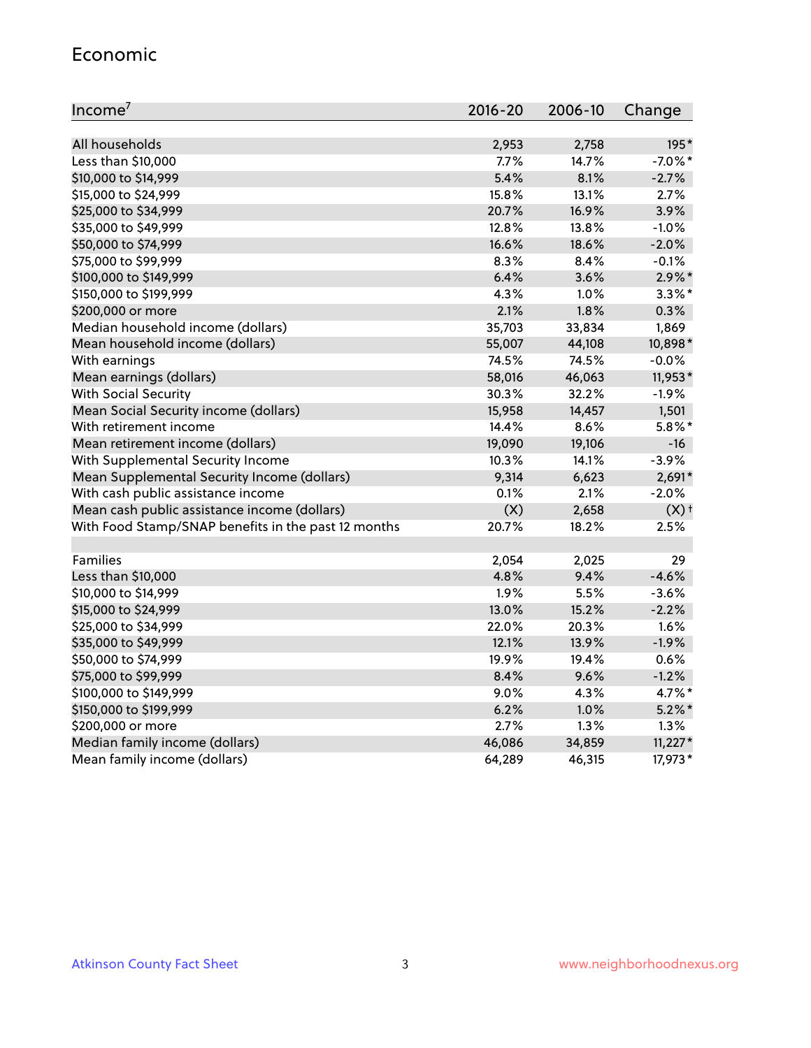## Economic

| Income[7] | 2016-20 | 2006-10 | Change |
|---|---|---|---|
| All households | 2,953 | 2,758 | 195* |
| Less than $10,000 | 7.7% | 14.7% | -7.0%* |
| $10,000 to $14,999 | 5.4% | 8.1% | -2.7% |
| $15,000 to $24,999 | 15.8% | 13.1% | 2.7% |
| $25,000 to $34,999 | 20.7% | 16.9% | 3.9% |
| $35,000 to $49,999 | 12.8% | 13.8% | -1.0% |
| $50,000 to $74,999 | 16.6% | 18.6% | -2.0% |
| $75,000 to $99,999 | 8.3% | 8.4% | -0.1% |
| $100,000 to $149,999 | 6.4% | 3.6% | 2.9%* |
| $150,000 to $199,999 | 4.3% | 1.0% | 3.3%* |
| $200,000 or more | 2.1% | 1.8% | 0.3% |
| Median household income (dollars) | 35,703 | 33,834 | 1,869 |
| Mean household income (dollars) | 55,007 | 44,108 | 10,898* |
| With earnings | 74.5% | 74.5% | -0.0% |
| Mean earnings (dollars) | 58,016 | 46,063 | 11,953* |
| With Social Security | 30.3% | 32.2% | -1.9% |
| Mean Social Security income (dollars) | 15,958 | 14,457 | 1,501 |
| With retirement income | 14.4% | 8.6% | 5.8%* |
| Mean retirement income (dollars) | 19,090 | 19,106 | -16 |
| With Supplemental Security Income | 10.3% | 14.1% | -3.9% |
| Mean Supplemental Security Income (dollars) | 9,314 | 6,623 | 2,691* |
| With cash public assistance income | 0.1% | 2.1% | -2.0% |
| Mean cash public assistance income (dollars) | (X) | 2,658 | (X)† |
| With Food Stamp/SNAP benefits in the past 12 months | 20.7% | 18.2% | 2.5% |
| | | | |
| Families | 2,054 | 2,025 | 29 |
| Less than $10,000 | 4.8% | 9.4% | -4.6% |
| $10,000 to $14,999 | 1.9% | 5.5% | -3.6% |
| $15,000 to $24,999 | 13.0% | 15.2% | -2.2% |
| $25,000 to $34,999 | 22.0% | 20.3% | 1.6% |
| $35,000 to $49,999 | 12.1% | 13.9% | -1.9% |
| $50,000 to $74,999 | 19.9% | 19.4% | 0.6% |
| $75,000 to $99,999 | 8.4% | 9.6% | -1.2% |
| $100,000 to $149,999 | 9.0% | 4.3% | 4.7%* |
| $150,000 to $199,999 | 6.2% | 1.0% | 5.2%* |
| $200,000 or more | 2.7% | 1.3% | 1.3% |
| Median family income (dollars) | 46,086 | 34,859 | 11,227* |
| Mean family income (dollars) | 64,289 | 46,315 | 17,973* |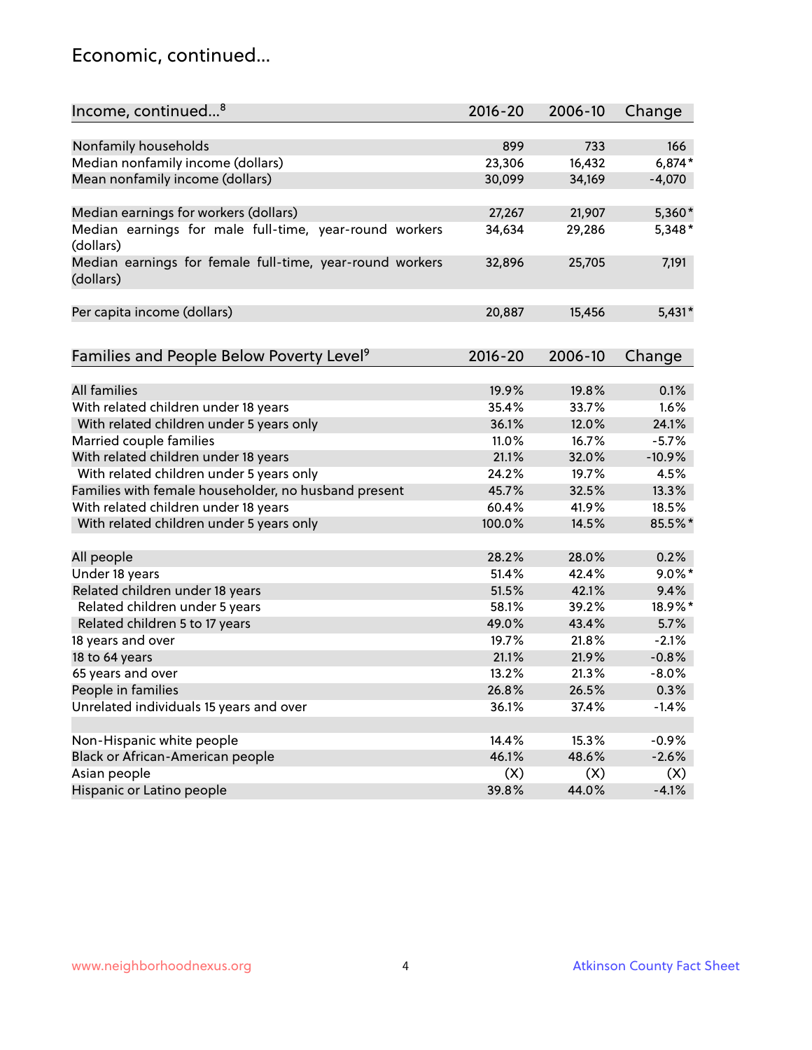## Economic, continued...

| Income, continued...[8] | 2016-20 | 2006-10 | Change |
|---|---|---|---|
| Nonfamily households | 899 | 733 | 166 |
| Median nonfamily income (dollars) | 23,306 | 16,432 | 6,874* |
| Mean nonfamily income (dollars) | 30,099 | 34,169 | -4,070 |
| Median earnings for workers (dollars) | 27,267 | 21,907 | 5,360* |
| Median earnings for male full-time, year-round workers (dollars) | 34,634 | 29,286 | 5,348* |
| Median earnings for female full-time, year-round workers (dollars) | 32,896 | 25,705 | 7,191 |
| Per capita income (dollars) | 20,887 | 15,456 | 5,431* |

| Families and People Below Poverty Level[9] | 2016-20 | 2006-10 | Change |
|---|---|---|---|
| All families | 19.9% | 19.8% | 0.1% |
| With related children under 18 years | 35.4% | 33.7% | 1.6% |
| With related children under 5 years only | 36.1% | 12.0% | 24.1% |
| Married couple families | 11.0% | 16.7% | -5.7% |
| With related children under 18 years | 21.1% | 32.0% | -10.9% |
| With related children under 5 years only | 24.2% | 19.7% | 4.5% |
| Families with female householder, no husband present | 45.7% | 32.5% | 13.3% |
| With related children under 18 years | 60.4% | 41.9% | 18.5% |
| With related children under 5 years only | 100.0% | 14.5% | 85.5%* |
| All people | 28.2% | 28.0% | 0.2% |
| Under 18 years | 51.4% | 42.4% | 9.0%* |
| Related children under 18 years | 51.5% | 42.1% | 9.4% |
| Related children under 5 years | 58.1% | 39.2% | 18.9%* |
| Related children 5 to 17 years | 49.0% | 43.4% | 5.7% |
| 18 years and over | 19.7% | 21.8% | -2.1% |
| 18 to 64 years | 21.1% | 21.9% | -0.8% |
| 65 years and over | 13.2% | 21.3% | -8.0% |
| People in families | 26.8% | 26.5% | 0.3% |
| Unrelated individuals 15 years and over | 36.1% | 37.4% | -1.4% |
| Non-Hispanic white people | 14.4% | 15.3% | -0.9% |
| Black or African-American people | 46.1% | 48.6% | -2.6% |
| Asian people | (X) | (X) | (X) |
| Hispanic or Latino people | 39.8% | 44.0% | -4.1% |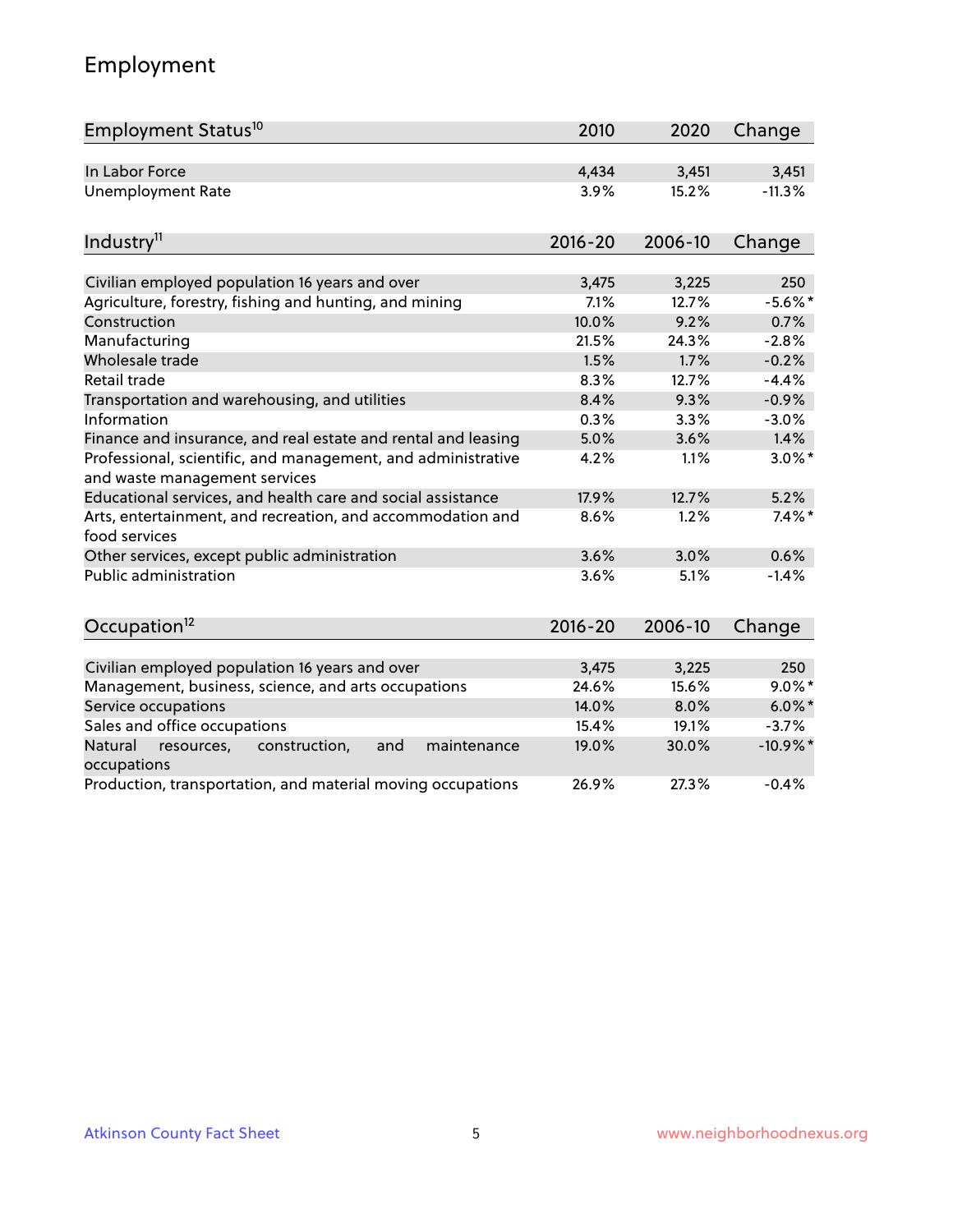## Employment

| Employment Status[10] | 2010 | 2020 | Change |
|---|---|---|---|
| In Labor Force | 4,434 | 3,451 | 3,451 |
| Unemployment Rate | 3.9% | 15.2% | -11.3% |

| Industry[11] | 2016-20 | 2006-10 | Change |
|---|---|---|---|
| Civilian employed population 16 years and over | 3,475 | 3,225 | 250 |
| Agriculture, forestry, fishing and hunting, and mining | 7.1% | 12.7% | -5.6%* |
| Construction | 10.0% | 9.2% | 0.7% |
| Manufacturing | 21.5% | 24.3% | -2.8% |
| Wholesale trade | 1.5% | 1.7% | -0.2% |
| Retail trade | 8.3% | 12.7% | -4.4% |
| Transportation and warehousing, and utilities | 8.4% | 9.3% | -0.9% |
| Information | 0.3% | 3.3% | -3.0% |
| Finance and insurance, and real estate and rental and leasing | 5.0% | 3.6% | 1.4% |
| Professional, scientific, and management, and administrative and waste management services | 4.2% | 1.1% | 3.0%* |
| Educational services, and health care and social assistance | 17.9% | 12.7% | 5.2% |
| Arts, entertainment, and recreation, and accommodation and food services | 8.6% | 1.2% | 7.4%* |
| Other services, except public administration | 3.6% | 3.0% | 0.6% |
| Public administration | 3.6% | 5.1% | -1.4% |

| Occupation[12] | 2016-20 | 2006-10 | Change |
|---|---|---|---|
| Civilian employed population 16 years and over | 3,475 | 3,225 | 250 |
| Management, business, science, and arts occupations | 24.6% | 15.6% | 9.0%* |
| Service occupations | 14.0% | 8.0% | 6.0%* |
| Sales and office occupations | 15.4% | 19.1% | -3.7% |
| Natural resources, construction, and maintenance occupations | 19.0% | 30.0% | -10.9%* |
| Production, transportation, and material moving occupations | 26.9% | 27.3% | -0.4% |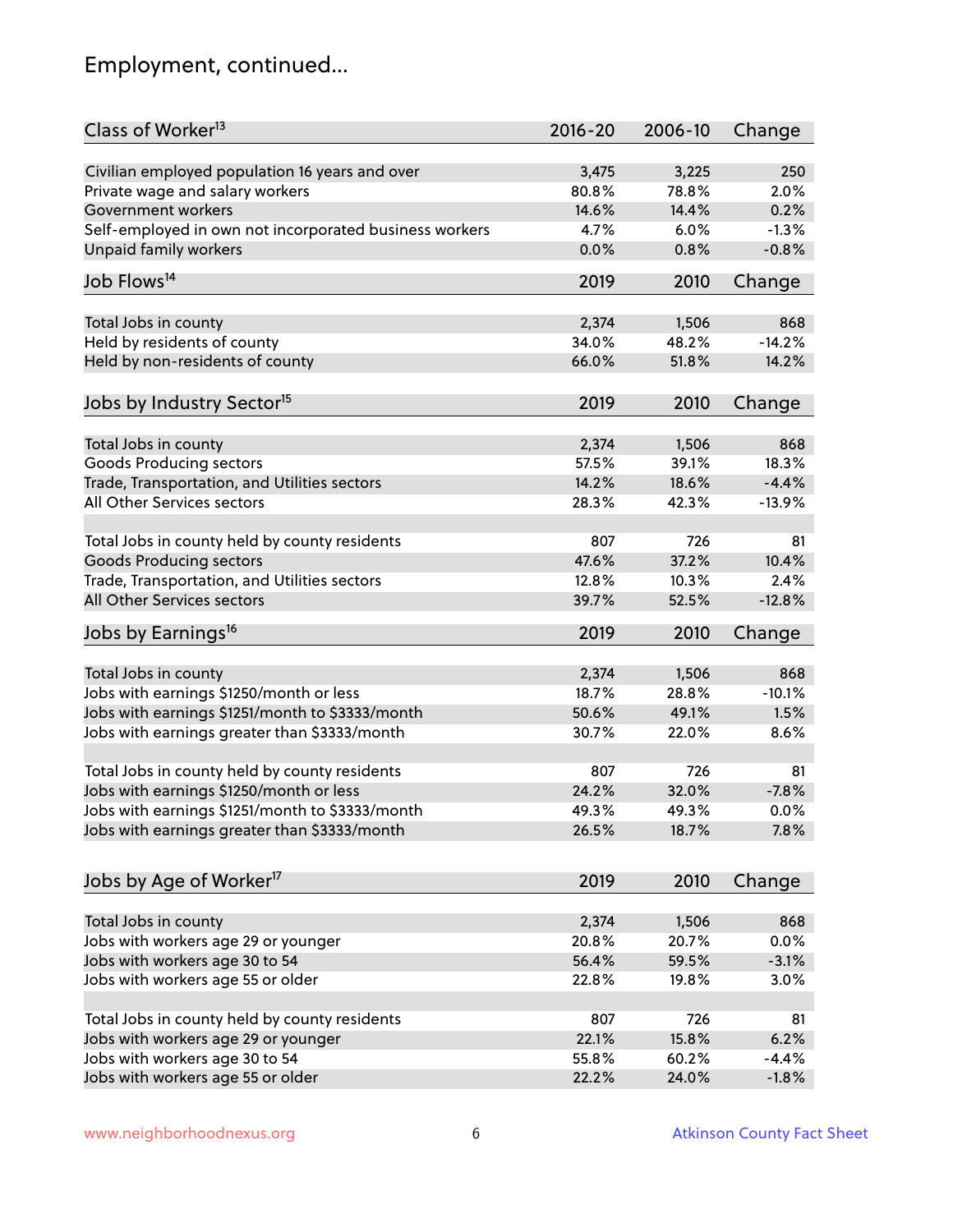## Employment, continued...

| Class of Worker[13] | 2016-20 | 2006-10 | Change |
|---|---|---|---|
| Civilian employed population 16 years and over | 3,475 | 3,225 | 250 |
| Private wage and salary workers | 80.8% | 78.8% | 2.0% |
| Government workers | 14.6% | 14.4% | 0.2% |
| Self-employed in own not incorporated business workers | 4.7% | 6.0% | -1.3% |
| Unpaid family workers | 0.0% | 0.8% | -0.8% |

| Job Flows[14] | 2019 | 2010 | Change |
|---|---|---|---|
| Total Jobs in county | 2,374 | 1,506 | 868 |
| Held by residents of county | 34.0% | 48.2% | -14.2% |
| Held by non-residents of county | 66.0% | 51.8% | 14.2% |

| Jobs by Industry Sector[15] | 2019 | 2010 | Change |
|---|---|---|---|
| Total Jobs in county | 2,374 | 1,506 | 868 |
| Goods Producing sectors | 57.5% | 39.1% | 18.3% |
| Trade, Transportation, and Utilities sectors | 14.2% | 18.6% | -4.4% |
| All Other Services sectors | 28.3% | 42.3% | -13.9% |
| | | | |
| Total Jobs in county held by county residents | 807 | 726 | 81 |
| Goods Producing sectors | 47.6% | 37.2% | 10.4% |
| Trade, Transportation, and Utilities sectors | 12.8% | 10.3% | 2.4% |
| All Other Services sectors | 39.7% | 52.5% | -12.8% |

| Jobs by Earnings[16] | 2019 | 2010 | Change |
|---|---|---|---|
| Total Jobs in county | 2,374 | 1,506 | 868 |
| Jobs with earnings \$1250/month or less | 18.7% | 28.8% | -10.1% |
| Jobs with earnings \$1251/month to \$3333/month | 50.6% | 49.1% | 1.5% |
| Jobs with earnings greater than \$3333/month | 30.7% | 22.0% | 8.6% |
| | | | |
| Total Jobs in county held by county residents | 807 | 726 | 81 |
| Jobs with earnings \$1250/month or less | 24.2% | 32.0% | -7.8% |
| Jobs with earnings \$1251/month to \$3333/month | 49.3% | 49.3% | 0.0% |
| Jobs with earnings greater than \$3333/month | 26.5% | 18.7% | 7.8% |

| Jobs by Age of Worker[17] | 2019 | 2010 | Change |
|---|---|---|---|
| Total Jobs in county | 2,374 | 1,506 | 868 |
| Jobs with workers age 29 or younger | 20.8% | 20.7% | 0.0% |
| Jobs with workers age 30 to 54 | 56.4% | 59.5% | -3.1% |
| Jobs with workers age 55 or older | 22.8% | 19.8% | 3.0% |
| | | | |
| Total Jobs in county held by county residents | 807 | 726 | 81 |
| Jobs with workers age 29 or younger | 22.1% | 15.8% | 6.2% |
| Jobs with workers age 30 to 54 | 55.8% | 60.2% | -4.4% |
| Jobs with workers age 55 or older | 22.2% | 24.0% | -1.8% |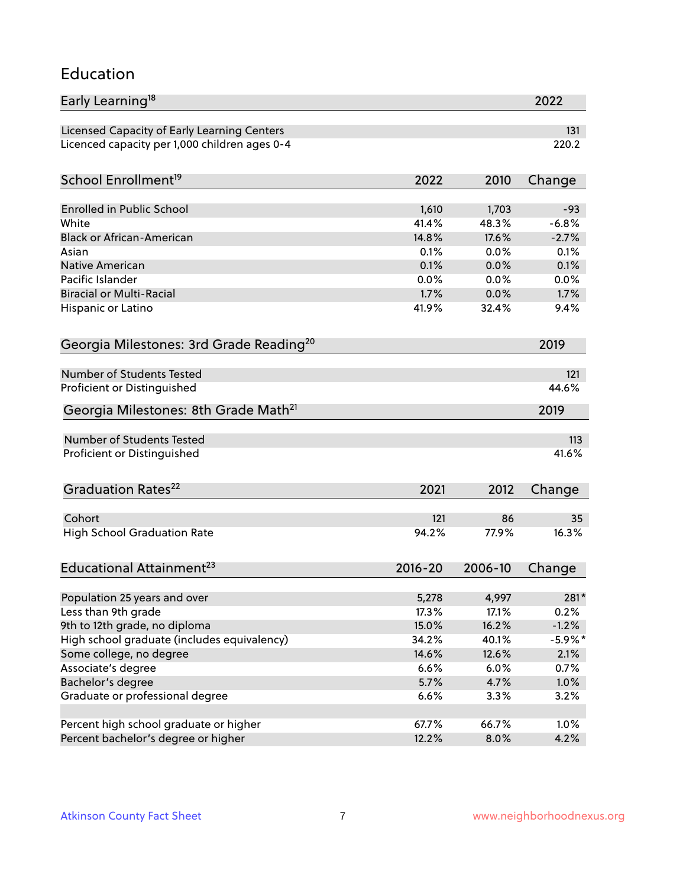# Education

| Early Learning[18] | 2022 |
|---|---|
| Licensed Capacity of Early Learning Centers | 131 |
| Licenced capacity per 1,000 children ages 0-4 | 220.2 |

| School Enrollment[19] | 2022 | 2010 | Change |
|---|---|---|---|
| Enrolled in Public School | 1,610 | 1,703 | -93 |
| White | 41.4% | 48.3% | -6.8% |
| Black or African-American | 14.8% | 17.6% | -2.7% |
| Asian | 0.1% | 0.0% | 0.1% |
| Native American | 0.1% | 0.0% | 0.1% |
| Pacific Islander | 0.0% | 0.0% | 0.0% |
| Biracial or Multi-Racial | 1.7% | 0.0% | 1.7% |
| Hispanic or Latino | 41.9% | 32.4% | 9.4% |

| Georgia Milestones: 3rd Grade Reading[20] | 2019 |
|---|---|
| Number of Students Tested | 121 |
| Proficient or Distinguished | 44.6% |

| Georgia Milestones: 8th Grade Math[21] | 2019 |
|---|---|
| Number of Students Tested | 113 |
| Proficient or Distinguished | 41.6% |

| Graduation Rates[22] | 2021 | 2012 | Change |
|---|---|---|---|
| Cohort | 121 | 86 | 35 |
| High School Graduation Rate | 94.2% | 77.9% | 16.3% |

| Educational Attainment[23] | 2016-20 | 2006-10 | Change |
|---|---|---|---|
| Population 25 years and over | 5,278 | 4,997 | 281* |
| Less than 9th grade | 17.3% | 17.1% | 0.2% |
| 9th to 12th grade, no diploma | 15.0% | 16.2% | -1.2% |
| High school graduate (includes equivalency) | 34.2% | 40.1% | -5.9%* |
| Some college, no degree | 14.6% | 12.6% | 2.1% |
| Associate's degree | 6.6% | 6.0% | 0.7% |
| Bachelor's degree | 5.7% | 4.7% | 1.0% |
| Graduate or professional degree | 6.6% | 3.3% | 3.2% |
| | | | |
| Percent high school graduate or higher | 67.7% | 66.7% | 1.0% |
| Percent bachelor's degree or higher | 12.2% | 8.0% | 4.2% |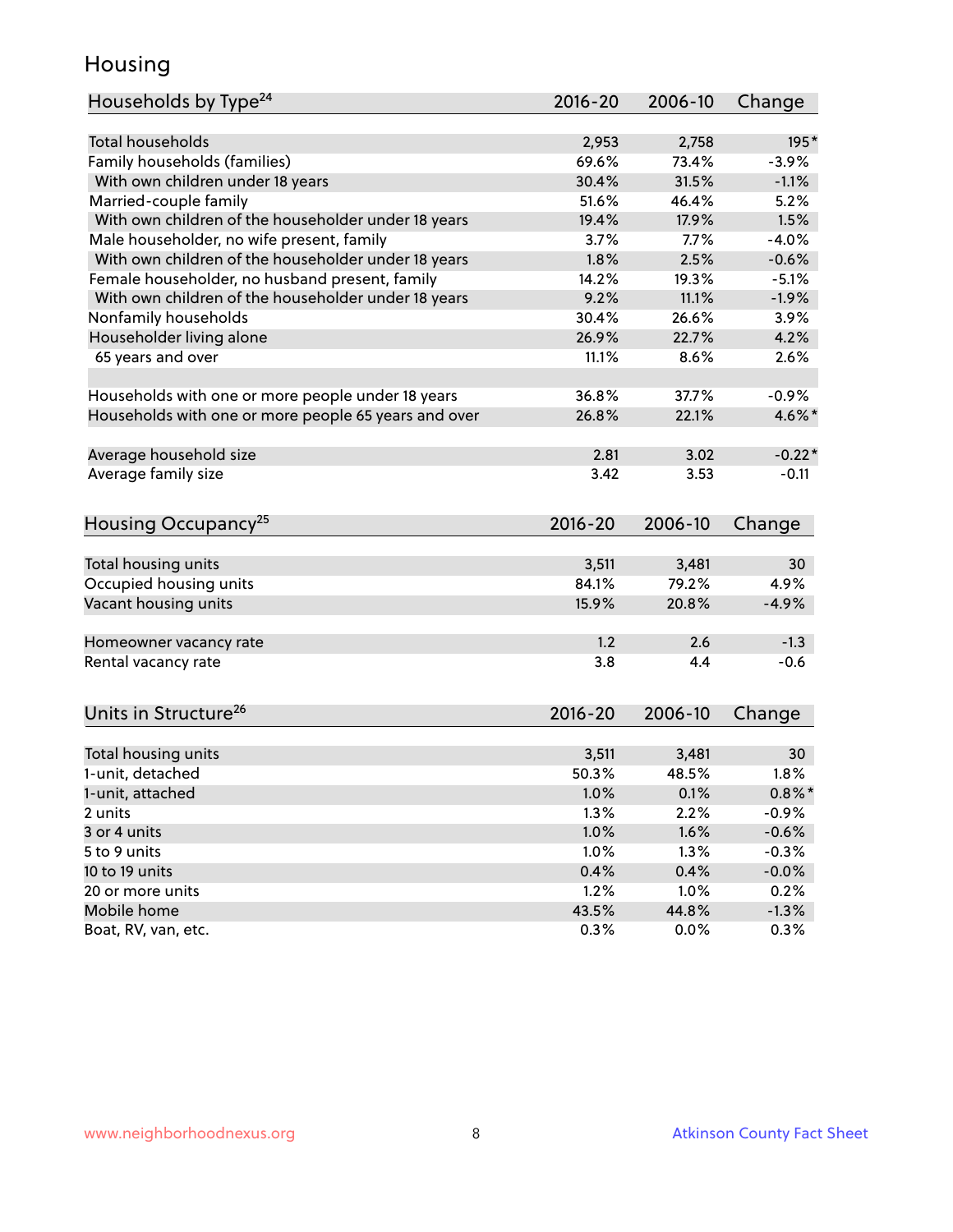# Housing

| Households by Type[24] | 2016-20 | 2006-10 | Change |
|---|---|---|---|
| Total households | 2,953 | 2,758 | 195* |
| Family households (families) | 69.6% | 73.4% | -3.9% |
| With own children under 18 years | 30.4% | 31.5% | -1.1% |
| Married-couple family | 51.6% | 46.4% | 5.2% |
| With own children of the householder under 18 years | 19.4% | 17.9% | 1.5% |
| Male householder, no wife present, family | 3.7% | 7.7% | -4.0% |
| With own children of the householder under 18 years | 1.8% | 2.5% | -0.6% |
| Female householder, no husband present, family | 14.2% | 19.3% | -5.1% |
| With own children of the householder under 18 years | 9.2% | 11.1% | -1.9% |
| Nonfamily households | 30.4% | 26.6% | 3.9% |
| Householder living alone | 26.9% | 22.7% | 4.2% |
| 65 years and over | 11.1% | 8.6% | 2.6% |
| | | | |
| Households with one or more people under 18 years | 36.8% | 37.7% | -0.9% |
| Households with one or more people 65 years and over | 26.8% | 22.1% | 4.6%* |
| | | | |
| Average household size | 2.81 | 3.02 | -0.22* |
| Average family size | 3.42 | 3.53 | -0.11 |

| Housing Occupancy[25] | 2016-20 | 2006-10 | Change |
|---|---|---|---|
| Total housing units | 3,511 | 3,481 | 30 |
| Occupied housing units | 84.1% | 79.2% | 4.9% |
| Vacant housing units | 15.9% | 20.8% | -4.9% |
| | | | |
| Homeowner vacancy rate | 1.2 | 2.6 | -1.3 |
| Rental vacancy rate | 3.8 | 4.4 | -0.6 |

| Units in Structure[26] | 2016-20 | 2006-10 | Change |
|---|---|---|---|
| Total housing units | 3,511 | 3,481 | 30 |
| 1-unit, detached | 50.3% | 48.5% | 1.8% |
| 1-unit, attached | 1.0% | 0.1% | 0.8%* |
| 2 units | 1.3% | 2.2% | -0.9% |
| 3 or 4 units | 1.0% | 1.6% | -0.6% |
| 5 to 9 units | 1.0% | 1.3% | -0.3% |
| 10 to 19 units | 0.4% | 0.4% | -0.0% |
| 20 or more units | 1.2% | 1.0% | 0.2% |
| Mobile home | 43.5% | 44.8% | -1.3% |
| Boat, RV, van, etc. | 0.3% | 0.0% | 0.3% |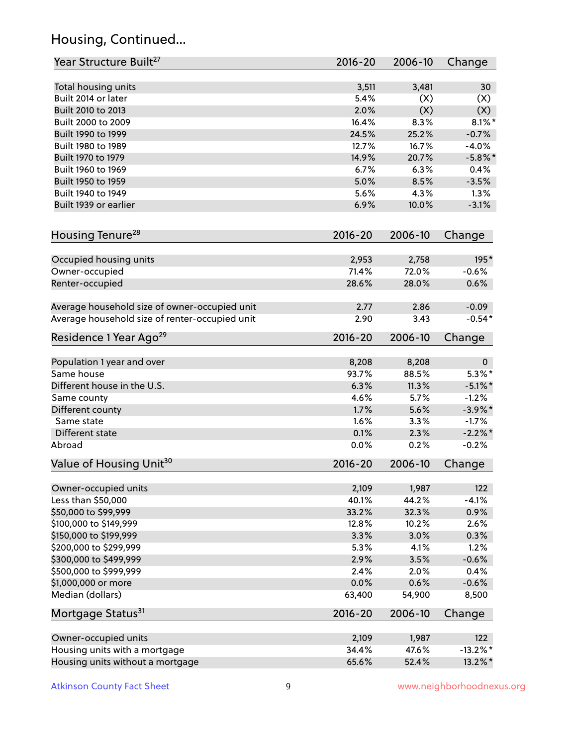## Housing, Continued...

| Year Structure Built[27] | 2016-20 | 2006-10 | Change |
|---|---|---|---|
| Total housing units | 3,511 | 3,481 | 30 |
| Built 2014 or later | 5.4% | (X) | (X) |
| Built 2010 to 2013 | 2.0% | (X) | (X) |
| Built 2000 to 2009 | 16.4% | 8.3% | 8.1%* |
| Built 1990 to 1999 | 24.5% | 25.2% | -0.7% |
| Built 1980 to 1989 | 12.7% | 16.7% | -4.0% |
| Built 1970 to 1979 | 14.9% | 20.7% | -5.8%* |
| Built 1960 to 1969 | 6.7% | 6.3% | 0.4% |
| Built 1950 to 1959 | 5.0% | 8.5% | -3.5% |
| Built 1940 to 1949 | 5.6% | 4.3% | 1.3% |
| Built 1939 or earlier | 6.9% | 10.0% | -3.1% |

| Housing Tenure[28] | 2016-20 | 2006-10 | Change |
|---|---|---|---|
| Occupied housing units | 2,953 | 2,758 | 195* |
| Owner-occupied | 71.4% | 72.0% | -0.6% |
| Renter-occupied | 28.6% | 28.0% | 0.6% |
| Average household size of owner-occupied unit | 2.77 | 2.86 | -0.09 |
| Average household size of renter-occupied unit | 2.90 | 3.43 | -0.54* |

| Residence 1 Year Ago[29] | 2016-20 | 2006-10 | Change |
|---|---|---|---|
| Population 1 year and over | 8,208 | 8,208 | 0 |
| Same house | 93.7% | 88.5% | 5.3%* |
| Different house in the U.S. | 6.3% | 11.3% | -5.1%* |
| Same county | 4.6% | 5.7% | -1.2% |
| Different county | 1.7% | 5.6% | -3.9%* |
| Same state | 1.6% | 3.3% | -1.7% |
| Different state | 0.1% | 2.3% | -2.2%* |
| Abroad | 0.0% | 0.2% | -0.2% |

| Value of Housing Unit[30] | 2016-20 | 2006-10 | Change |
|---|---|---|---|
| Owner-occupied units | 2,109 | 1,987 | 122 |
| Less than $50,000 | 40.1% | 44.2% | -4.1% |
| $50,000 to $99,999 | 33.2% | 32.3% | 0.9% |
| $100,000 to $149,999 | 12.8% | 10.2% | 2.6% |
| $150,000 to $199,999 | 3.3% | 3.0% | 0.3% |
| $200,000 to $299,999 | 5.3% | 4.1% | 1.2% |
| $300,000 to $499,999 | 2.9% | 3.5% | -0.6% |
| $500,000 to $999,999 | 2.4% | 2.0% | 0.4% |
| $1,000,000 or more | 0.0% | 0.6% | -0.6% |
| Median (dollars) | 63,400 | 54,900 | 8,500 |

| Mortgage Status[31] | 2016-20 | 2006-10 | Change |
|---|---|---|---|
| Owner-occupied units | 2,109 | 1,987 | 122 |
| Housing units with a mortgage | 34.4% | 47.6% | -13.2%* |
| Housing units without a mortgage | 65.6% | 52.4% | 13.2%* |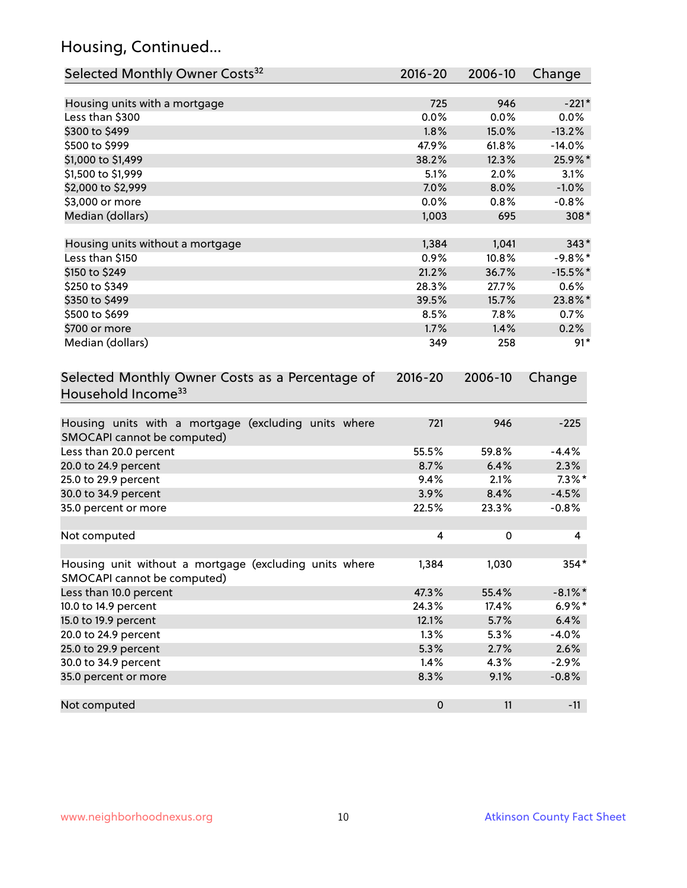## Housing, Continued...

| Selected Monthly Owner Costs[32] | 2016-20 | 2006-10 | Change |
|---|---|---|---|
| Housing units with a mortgage | 725 | 946 | -221* |
| Less than $300 | 0.0% | 0.0% | 0.0% |
| $300 to $499 | 1.8% | 15.0% | -13.2% |
| $500 to $999 | 47.9% | 61.8% | -14.0% |
| $1,000 to $1,499 | 38.2% | 12.3% | 25.9%* |
| $1,500 to $1,999 | 5.1% | 2.0% | 3.1% |
| $2,000 to $2,999 | 7.0% | 8.0% | -1.0% |
| $3,000 or more | 0.0% | 0.8% | -0.8% |
| Median (dollars) | 1,003 | 695 | 308* |
| | | | |
| Housing units without a mortgage | 1,384 | 1,041 | 343* |
| Less than $150 | 0.9% | 10.8% | -9.8%* |
| $150 to $249 | 21.2% | 36.7% | -15.5%* |
| $250 to $349 | 28.3% | 27.7% | 0.6% |
| $350 to $499 | 39.5% | 15.7% | 23.8%* |
| $500 to $699 | 8.5% | 7.8% | 0.7% |
| $700 or more | 1.7% | 1.4% | 0.2% |
| Median (dollars) | 349 | 258 | 91* |

| Selected Monthly Owner Costs as a Percentage of Household Income[33] | 2016-20 | 2006-10 | Change |
|---|---|---|---|
| Housing units with a mortgage (excluding units where SMOCAPI cannot be computed) | 721 | 946 | -225 |
| Less than 20.0 percent | 55.5% | 59.8% | -4.4% |
| 20.0 to 24.9 percent | 8.7% | 6.4% | 2.3% |
| 25.0 to 29.9 percent | 9.4% | 2.1% | 7.3%* |
| 30.0 to 34.9 percent | 3.9% | 8.4% | -4.5% |
| 35.0 percent or more | 22.5% | 23.3% | -0.8% |
| | | | |
| Not computed | 4 | 0 | 4 |
| | | | |
| Housing unit without a mortgage (excluding units where SMOCAPI cannot be computed) | 1,384 | 1,030 | 354* |
| Less than 10.0 percent | 47.3% | 55.4% | -8.1%* |
| 10.0 to 14.9 percent | 24.3% | 17.4% | 6.9%* |
| 15.0 to 19.9 percent | 12.1% | 5.7% | 6.4% |
| 20.0 to 24.9 percent | 1.3% | 5.3% | -4.0% |
| 25.0 to 29.9 percent | 5.3% | 2.7% | 2.6% |
| 30.0 to 34.9 percent | 1.4% | 4.3% | -2.9% |
| 35.0 percent or more | 8.3% | 9.1% | -0.8% |
| | | | |
| Not computed | 0 | 11 | -11 |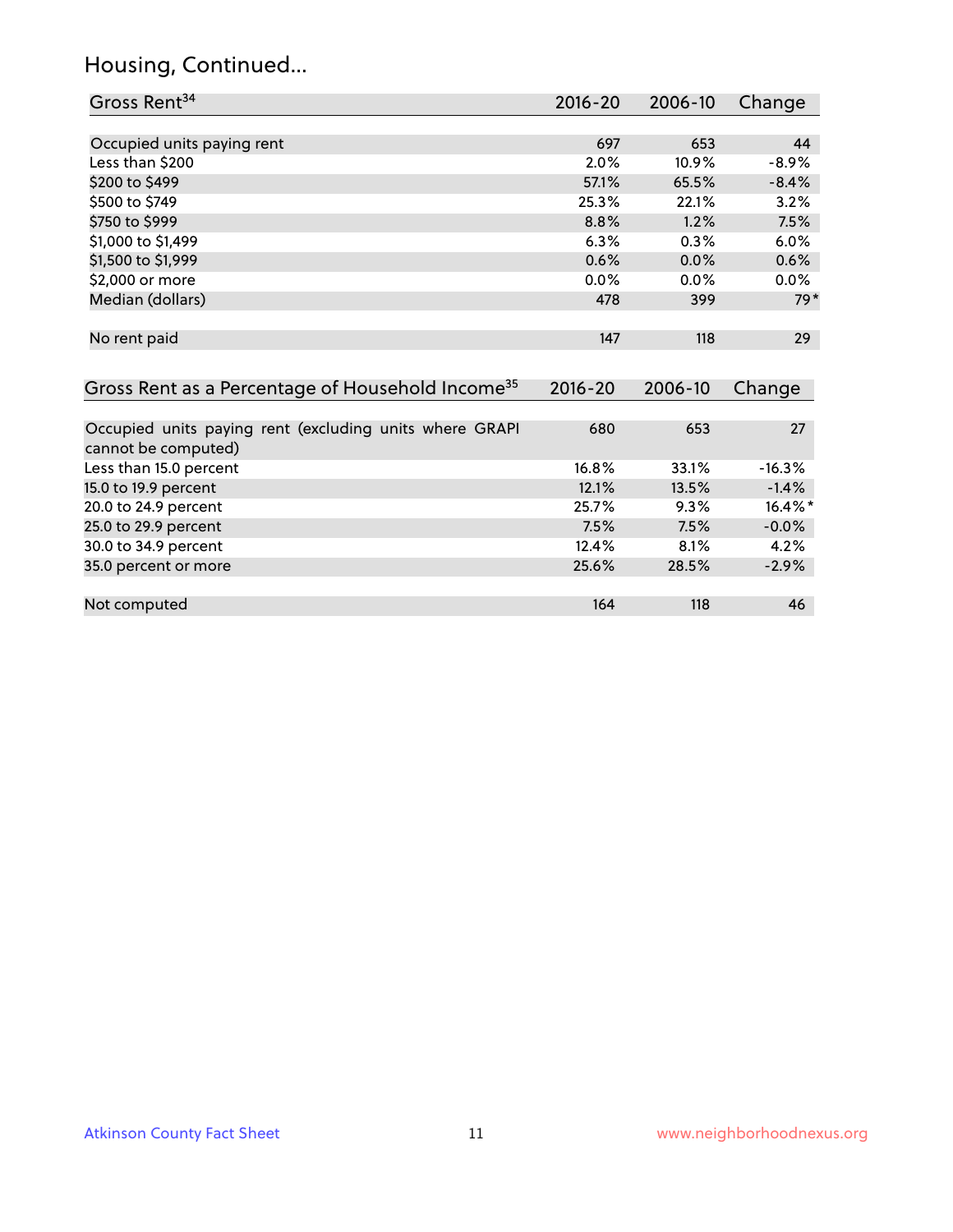## Housing, Continued...

| Gross Rent[34] | 2016-20 | 2006-10 | Change |
|---|---|---|---|
| Occupied units paying rent | 697 | 653 | 44 |
| Less than $200 | 2.0% | 10.9% | -8.9% |
| $200 to $499 | 57.1% | 65.5% | -8.4% |
| $500 to $749 | 25.3% | 22.1% | 3.2% |
| $750 to $999 | 8.8% | 1.2% | 7.5% |
| $1,000 to $1,499 | 6.3% | 0.3% | 6.0% |
| $1,500 to $1,999 | 0.6% | 0.0% | 0.6% |
| $2,000 or more | 0.0% | 0.0% | 0.0% |
| Median (dollars) | 478 | 399 | 79* |
| No rent paid | 147 | 118 | 29 |

| Gross Rent as a Percentage of Household Income[35] | 2016-20 | 2006-10 | Change |
|---|---|---|---|
| Occupied units paying rent (excluding units where GRAPI cannot be computed) | 680 | 653 | 27 |
| Less than 15.0 percent | 16.8% | 33.1% | -16.3% |
| 15.0 to 19.9 percent | 12.1% | 13.5% | -1.4% |
| 20.0 to 24.9 percent | 25.7% | 9.3% | 16.4%* |
| 25.0 to 29.9 percent | 7.5% | 7.5% | -0.0% |
| 30.0 to 34.9 percent | 12.4% | 8.1% | 4.2% |
| 35.0 percent or more | 25.6% | 28.5% | -2.9% |
| Not computed | 164 | 118 | 46 |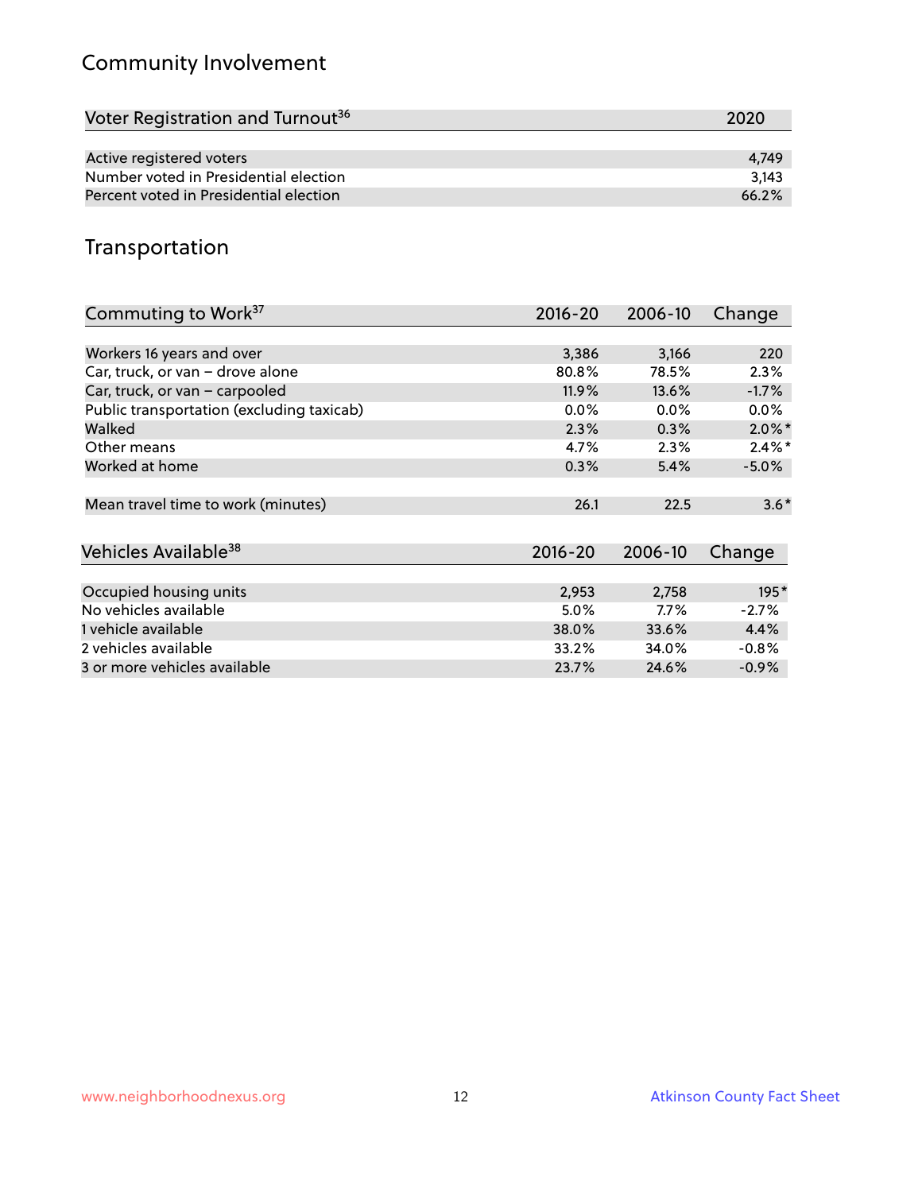## Community Involvement

| Voter Registration and Turnout[36] | 2020 |
|---|---|
| Active registered voters | 4,749 |
| Number voted in Presidential election | 3,143 |
| Percent voted in Presidential election | 66.2% |

## Transportation

| Commuting to Work[37] | 2016-20 | 2006-10 | Change |
|---|---|---|---|
| Workers 16 years and over | 3,386 | 3,166 | 220 |
| Car, truck, or van – drove alone | 80.8% | 78.5% | 2.3% |
| Car, truck, or van – carpooled | 11.9% | 13.6% | -1.7% |
| Public transportation (excluding taxicab) | 0.0% | 0.0% | 0.0% |
| Walked | 2.3% | 0.3% | 2.0%* |
| Other means | 4.7% | 2.3% | 2.4%* |
| Worked at home | 0.3% | 5.4% | -5.0% |
| Mean travel time to work (minutes) | 26.1 | 22.5 | 3.6* |

| Vehicles Available[38] | 2016-20 | 2006-10 | Change |
|---|---|---|---|
| Occupied housing units | 2,953 | 2,758 | 195* |
| No vehicles available | 5.0% | 7.7% | -2.7% |
| 1 vehicle available | 38.0% | 33.6% | 4.4% |
| 2 vehicles available | 33.2% | 34.0% | -0.8% |
| 3 or more vehicles available | 23.7% | 24.6% | -0.9% |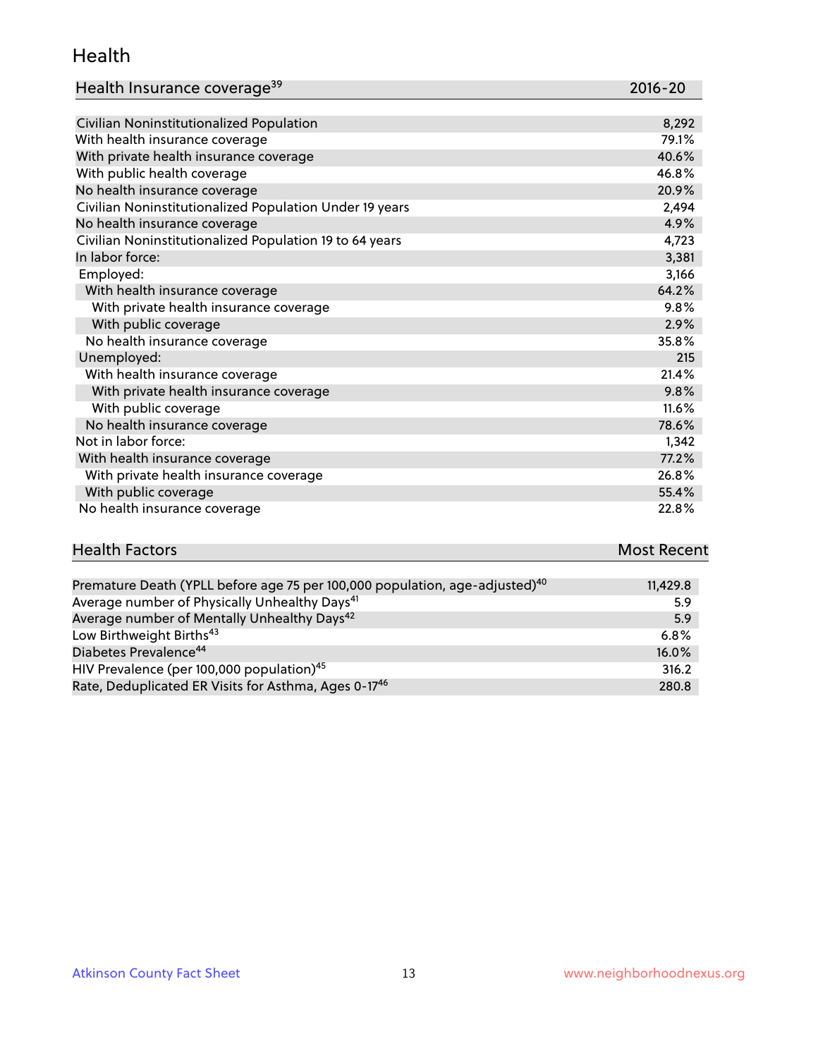## Health

| Health Insurance coverage[39] | 2016-20 |
| --- | --- |
| Civilian Noninstitutionalized Population | 8,292 |
| With health insurance coverage | 79.1% |
| With private health insurance coverage | 40.6% |
| With public health coverage | 46.8% |
| No health insurance coverage | 20.9% |
| Civilian Noninstitutionalized Population Under 19 years | 2,494 |
| No health insurance coverage | 4.9% |
| Civilian Noninstitutionalized Population 19 to 64 years | 4,723 |
| In labor force: | 3,381 |
| Employed: | 3,166 |
| With health insurance coverage | 64.2% |
| With private health insurance coverage | 9.8% |
| With public coverage | 2.9% |
| No health insurance coverage | 35.8% |
| Unemployed: | 215 |
| With health insurance coverage | 21.4% |
| With private health insurance coverage | 9.8% |
| With public coverage | 11.6% |
| No health insurance coverage | 78.6% |
| Not in labor force: | 1,342 |
| With health insurance coverage | 77.2% |
| With private health insurance coverage | 26.8% |
| With public coverage | 55.4% |
| No health insurance coverage | 22.8% |

| Health Factors | Most Recent |
| --- | --- |
| Premature Death (YPLL before age 75 per 100,000 population, age-adjusted)[40] | 11,429.8 |
| Average number of Physically Unhealthy Days[41] | 5.9 |
| Average number of Mentally Unhealthy Days[42] | 5.9 |
| Low Birthweight Births[43] | 6.8% |
| Diabetes Prevalence[44] | 16.0% |
| HIV Prevalence (per 100,000 population)[45] | 316.2 |
| Rate, Deduplicated ER Visits for Asthma, Ages 0-17[46] | 280.8 |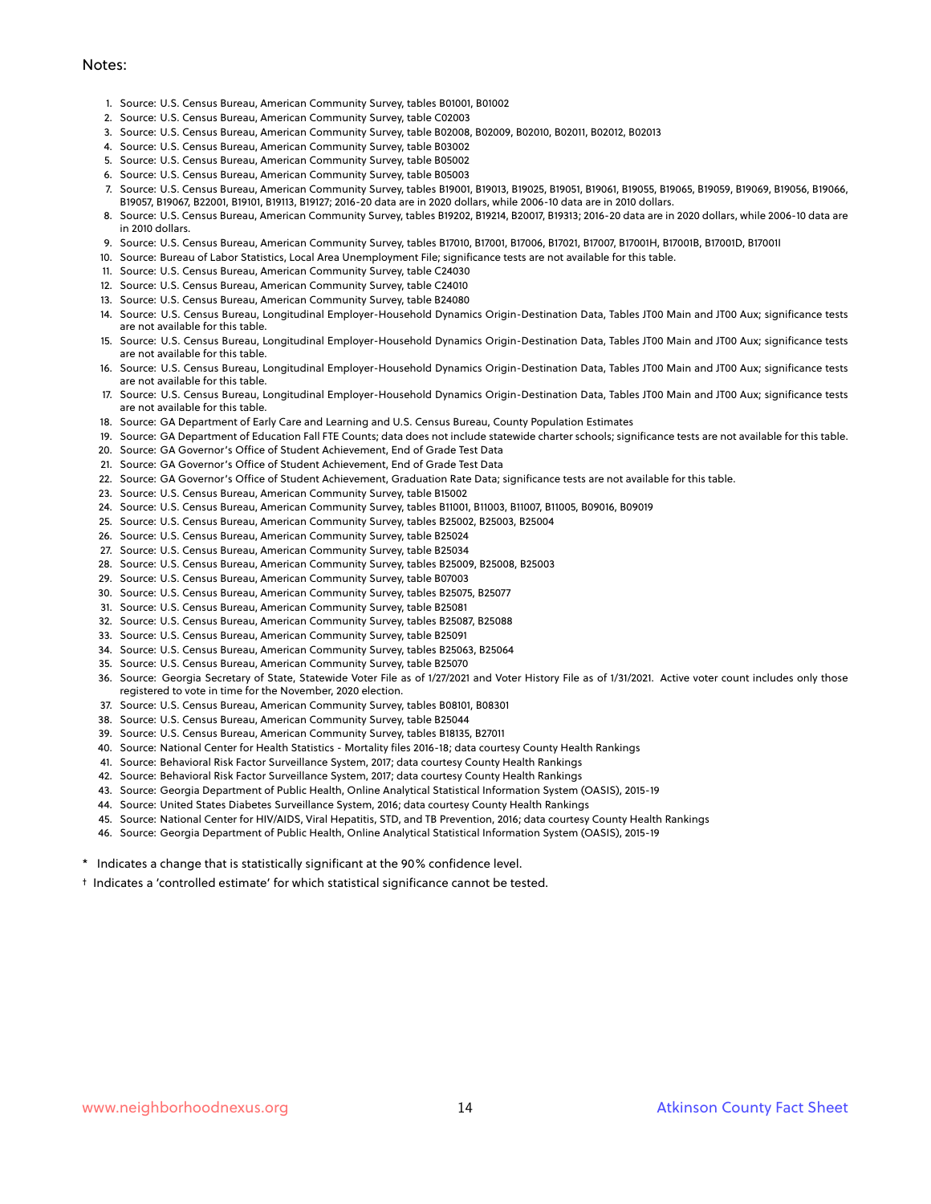Notes:

1. Source: U.S. Census Bureau, American Community Survey, tables B01001, B01002
2. Source: U.S. Census Bureau, American Community Survey, table C02003
3. Source: U.S. Census Bureau, American Community Survey, table B02008, B02009, B02010, B02011, B02012, B02013
4. Source: U.S. Census Bureau, American Community Survey, table B03002
5. Source: U.S. Census Bureau, American Community Survey, table B05002
6. Source: U.S. Census Bureau, American Community Survey, table B05003
7. Source: U.S. Census Bureau, American Community Survey, tables B19001, B19013, B19025, B19051, B19061, B19055, B19065, B19059, B19069, B19056, B19066, B19057, B19067, B22001, B19101, B19113, B19127; 2016-20 data are in 2020 dollars, while 2006-10 data are in 2010 dollars.
8. Source: U.S. Census Bureau, American Community Survey, tables B19202, B19214, B20017, B19313; 2016-20 data are in 2020 dollars, while 2006-10 data are in 2010 dollars.
9. Source: U.S. Census Bureau, American Community Survey, tables B17010, B17001, B17006, B17021, B17007, B17001H, B17001B, B17001D, B17001I
10. Source: Bureau of Labor Statistics, Local Area Unemployment File; significance tests are not available for this table.
11. Source: U.S. Census Bureau, American Community Survey, table C24030
12. Source: U.S. Census Bureau, American Community Survey, table C24010
13. Source: U.S. Census Bureau, American Community Survey, table B24080
14. Source: U.S. Census Bureau, Longitudinal Employer-Household Dynamics Origin-Destination Data, Tables JT00 Main and JT00 Aux; significance tests are not available for this table.
15. Source: U.S. Census Bureau, Longitudinal Employer-Household Dynamics Origin-Destination Data, Tables JT00 Main and JT00 Aux; significance tests are not available for this table.
16. Source: U.S. Census Bureau, Longitudinal Employer-Household Dynamics Origin-Destination Data, Tables JT00 Main and JT00 Aux; significance tests are not available for this table.
17. Source: U.S. Census Bureau, Longitudinal Employer-Household Dynamics Origin-Destination Data, Tables JT00 Main and JT00 Aux; significance tests are not available for this table.
18. Source: GA Department of Early Care and Learning and U.S. Census Bureau, County Population Estimates
19. Source: GA Department of Education Fall FTE Counts; data does not include statewide charter schools; significance tests are not available for this table.
20. Source: GA Governor's Office of Student Achievement, End of Grade Test Data
21. Source: GA Governor's Office of Student Achievement, End of Grade Test Data
22. Source: GA Governor's Office of Student Achievement, Graduation Rate Data; significance tests are not available for this table.
23. Source: U.S. Census Bureau, American Community Survey, table B15002
24. Source: U.S. Census Bureau, American Community Survey, tables B11001, B11003, B11007, B11005, B09016, B09019
25. Source: U.S. Census Bureau, American Community Survey, tables B25002, B25003, B25004
26. Source: U.S. Census Bureau, American Community Survey, table B25024
27. Source: U.S. Census Bureau, American Community Survey, table B25034
28. Source: U.S. Census Bureau, American Community Survey, tables B25009, B25008, B25003
29. Source: U.S. Census Bureau, American Community Survey, table B07003
30. Source: U.S. Census Bureau, American Community Survey, tables B25075, B25077
31. Source: U.S. Census Bureau, American Community Survey, table B25081
32. Source: U.S. Census Bureau, American Community Survey, tables B25087, B25088
33. Source: U.S. Census Bureau, American Community Survey, table B25091
34. Source: U.S. Census Bureau, American Community Survey, tables B25063, B25064
35. Source: U.S. Census Bureau, American Community Survey, table B25070
36. Source: Georgia Secretary of State, Statewide Voter File as of 1/27/2021 and Voter History File as of 1/31/2021. Active voter count includes only those registered to vote in time for the November, 2020 election.
37. Source: U.S. Census Bureau, American Community Survey, tables B08101, B08301
38. Source: U.S. Census Bureau, American Community Survey, table B25044
39. Source: U.S. Census Bureau, American Community Survey, tables B18135, B27011
40. Source: National Center for Health Statistics - Mortality files 2016-18; data courtesy County Health Rankings
41. Source: Behavioral Risk Factor Surveillance System, 2017; data courtesy County Health Rankings
42. Source: Behavioral Risk Factor Surveillance System, 2017; data courtesy County Health Rankings
43. Source: Georgia Department of Public Health, Online Analytical Statistical Information System (OASIS), 2015-19
44. Source: United States Diabetes Surveillance System, 2016; data courtesy County Health Rankings
45. Source: National Center for HIV/AIDS, Viral Hepatitis, STD, and TB Prevention, 2016; data courtesy County Health Rankings
46. Source: Georgia Department of Public Health, Online Analytical Statistical Information System (OASIS), 2015-19

\* Indicates a change that is statistically significant at the 90% confidence level.

† Indicates a 'controlled estimate' for which statistical significance cannot be tested.